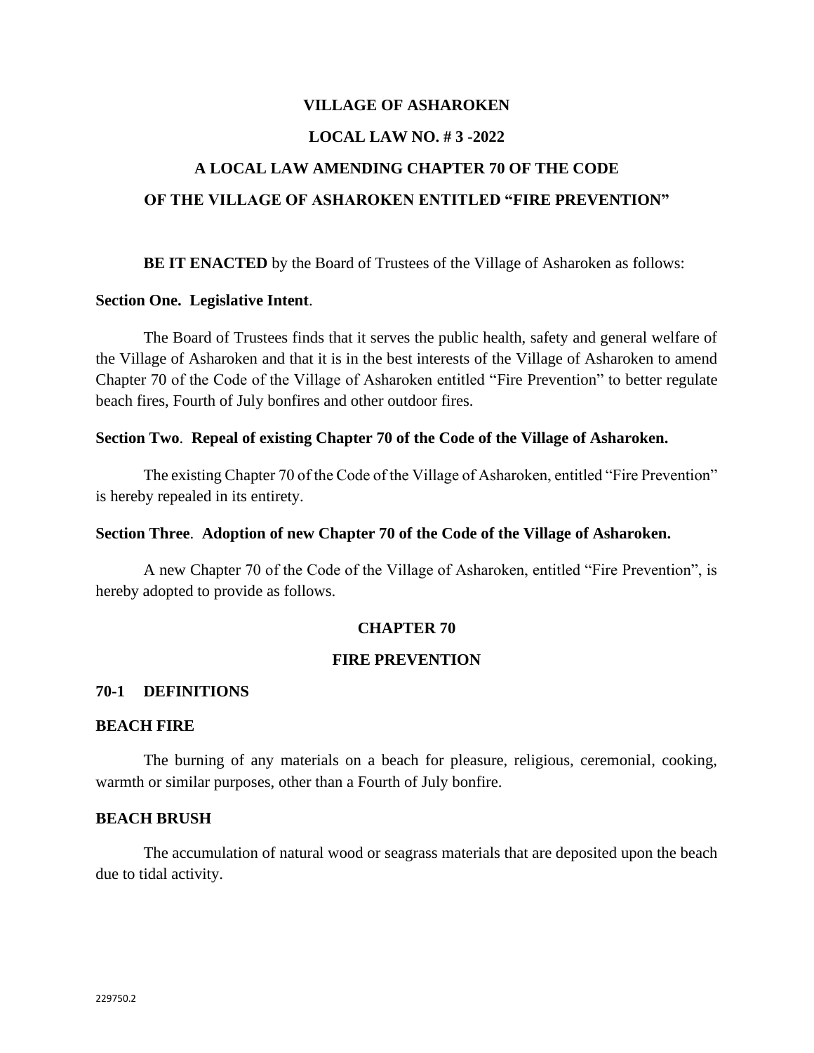# VILLAGE OF ASHAROKEN

## LOCAL LAW NO. # 3 -2022

## A LOCAL LAW AMENDING CHAPTER 70 OF THE CODE OF THE VILLAGE OF ASHAROKEN ENTITLED "FIRE PREVENTION"

**BE IT ENACTED** by the Board of Trustees of the Village of Asharoken as follows:

**Section One. Legislative Intent**.

The Board of Trustees finds that it serves the public health, safety and general welfare of the Village of Asharoken and that it is in the best interests of the Village of Asharoken to amend Chapter 70 of the Code of the Village of Asharoken entitled "Fire Prevention" to better regulate beach fires, Fourth of July bonfires and other outdoor fires.

**Section Two**. **Repeal of existing Chapter 70 of the Code of the Village of Asharoken.**

The existing Chapter 70 of the Code of the Village of Asharoken, entitled "Fire Prevention" is hereby repealed in its entirety.

**Section Three**. **Adoption of new Chapter 70 of the Code of the Village of Asharoken.**

A new Chapter 70 of the Code of the Village of Asharoken, entitled "Fire Prevention", is hereby adopted to provide as follows.

## CHAPTER 70

## FIRE PREVENTION

### 70-1 DEFINITIONS

**BEACH FIRE**

The burning of any materials on a beach for pleasure, religious, ceremonial, cooking, warmth or similar purposes, other than a Fourth of July bonfire.

**BEACH BRUSH**

The accumulation of natural wood or seagrass materials that are deposited upon the beach due to tidal activity.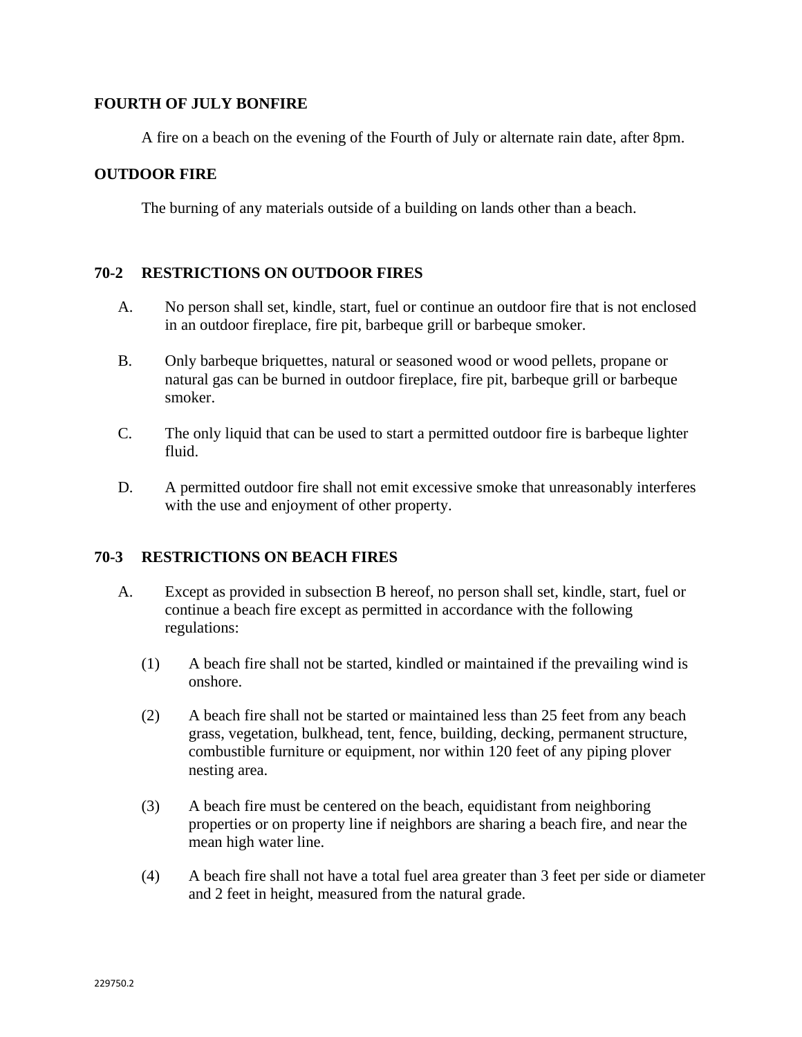**FOURTH OF JULY BONFIRE**

A fire on a beach on the evening of the Fourth of July or alternate rain date, after 8pm.

**OUTDOOR FIRE**

The burning of any materials outside of a building on lands other than a beach.

## 70-2 RESTRICTIONS ON OUTDOOR FIRES

A. No person shall set, kindle, start, fuel or continue an outdoor fire that is not enclosed in an outdoor fireplace, fire pit, barbeque grill or barbeque smoker.

B. Only barbeque briquettes, natural or seasoned wood or wood pellets, propane or natural gas can be burned in outdoor fireplace, fire pit, barbeque grill or barbeque smoker.

C. The only liquid that can be used to start a permitted outdoor fire is barbeque lighter fluid.

D. A permitted outdoor fire shall not emit excessive smoke that unreasonably interferes with the use and enjoyment of other property.

## 70-3 RESTRICTIONS ON BEACH FIRES

A. Except as provided in subsection B hereof, no person shall set, kindle, start, fuel or continue a beach fire except as permitted in accordance with the following regulations:

(1) A beach fire shall not be started, kindled or maintained if the prevailing wind is onshore.

(2) A beach fire shall not be started or maintained less than 25 feet from any beach grass, vegetation, bulkhead, tent, fence, building, decking, permanent structure, combustible furniture or equipment, nor within 120 feet of any piping plover nesting area.

(3) A beach fire must be centered on the beach, equidistant from neighboring properties or on property line if neighbors are sharing a beach fire, and near the mean high water line.

(4) A beach fire shall not have a total fuel area greater than 3 feet per side or diameter and 2 feet in height, measured from the natural grade.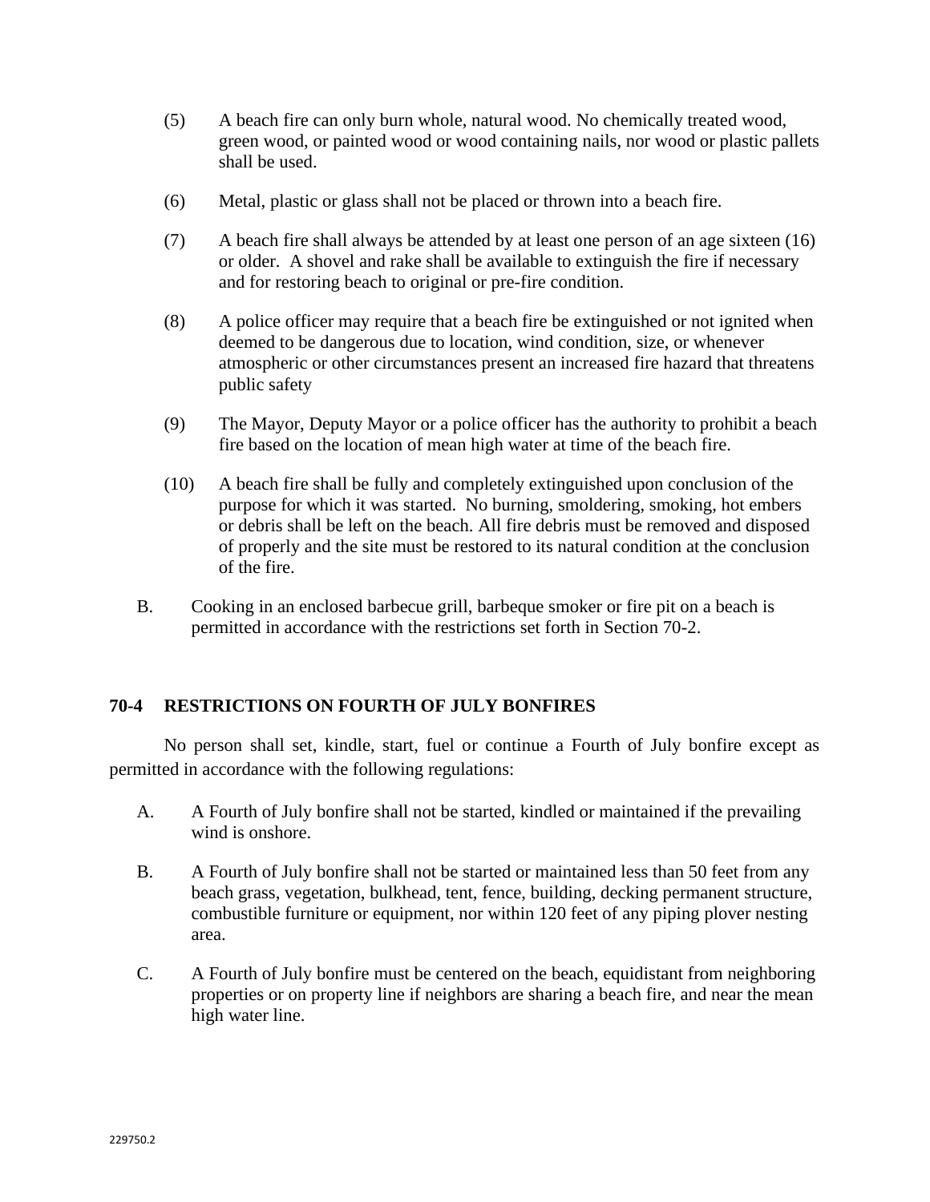(5) A beach fire can only burn whole, natural wood. No chemically treated wood, green wood, or painted wood or wood containing nails, nor wood or plastic pallets shall be used.

(6) Metal, plastic or glass shall not be placed or thrown into a beach fire.

(7) A beach fire shall always be attended by at least one person of an age sixteen (16) or older. A shovel and rake shall be available to extinguish the fire if necessary and for restoring beach to original or pre-fire condition.

(8) A police officer may require that a beach fire be extinguished or not ignited when deemed to be dangerous due to location, wind condition, size, or whenever atmospheric or other circumstances present an increased fire hazard that threatens public safety

(9) The Mayor, Deputy Mayor or a police officer has the authority to prohibit a beach fire based on the location of mean high water at time of the beach fire.

(10) A beach fire shall be fully and completely extinguished upon conclusion of the purpose for which it was started. No burning, smoldering, smoking, hot embers or debris shall be left on the beach. All fire debris must be removed and disposed of properly and the site must be restored to its natural condition at the conclusion of the fire.

B. Cooking in an enclosed barbecue grill, barbeque smoker or fire pit on a beach is permitted in accordance with the restrictions set forth in Section 70-2.

## 70-4 RESTRICTIONS ON FOURTH OF JULY BONFIRES

No person shall set, kindle, start, fuel or continue a Fourth of July bonfire except as permitted in accordance with the following regulations:

A. A Fourth of July bonfire shall not be started, kindled or maintained if the prevailing wind is onshore.

B. A Fourth of July bonfire shall not be started or maintained less than 50 feet from any beach grass, vegetation, bulkhead, tent, fence, building, decking permanent structure, combustible furniture or equipment, nor within 120 feet of any piping plover nesting area.

C. A Fourth of July bonfire must be centered on the beach, equidistant from neighboring properties or on property line if neighbors are sharing a beach fire, and near the mean high water line.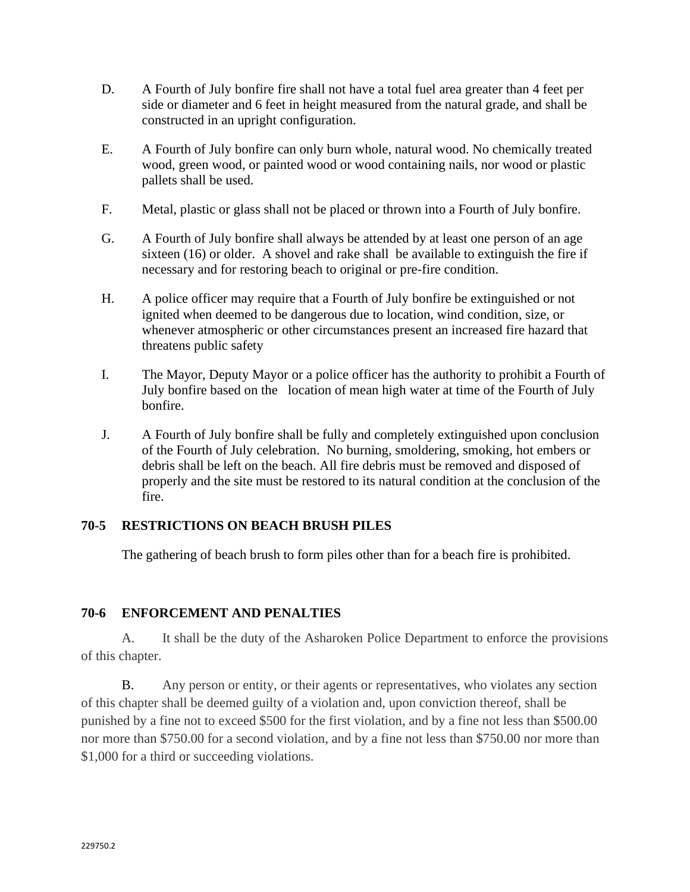D. A Fourth of July bonfire fire shall not have a total fuel area greater than 4 feet per side or diameter and 6 feet in height measured from the natural grade, and shall be constructed in an upright configuration.

E. A Fourth of July bonfire can only burn whole, natural wood. No chemically treated wood, green wood, or painted wood or wood containing nails, nor wood or plastic pallets shall be used.

F. Metal, plastic or glass shall not be placed or thrown into a Fourth of July bonfire.

G. A Fourth of July bonfire shall always be attended by at least one person of an age sixteen (16) or older. A shovel and rake shall be available to extinguish the fire if necessary and for restoring beach to original or pre-fire condition.

H. A police officer may require that a Fourth of July bonfire be extinguished or not ignited when deemed to be dangerous due to location, wind condition, size, or whenever atmospheric or other circumstances present an increased fire hazard that threatens public safety

I. The Mayor, Deputy Mayor or a police officer has the authority to prohibit a Fourth of July bonfire based on the location of mean high water at time of the Fourth of July bonfire.

J. A Fourth of July bonfire shall be fully and completely extinguished upon conclusion of the Fourth of July celebration. No burning, smoldering, smoking, hot embers or debris shall be left on the beach. All fire debris must be removed and disposed of properly and the site must be restored to its natural condition at the conclusion of the fire.

**70-5 RESTRICTIONS ON BEACH BRUSH PILES**

The gathering of beach brush to form piles other than for a beach fire is prohibited.

**70-6 ENFORCEMENT AND PENALTIES**

A. It shall be the duty of the Asharoken Police Department to enforce the provisions of this chapter.

B. Any person or entity, or their agents or representatives, who violates any section of this chapter shall be deemed guilty of a violation and, upon conviction thereof, shall be punished by a fine not to exceed $500 for the first violation, and by a fine not less than $500.00 nor more than $750.00 for a second violation, and by a fine not less than $750.00 nor more than $1,000 for a third or succeeding violations.

229750.2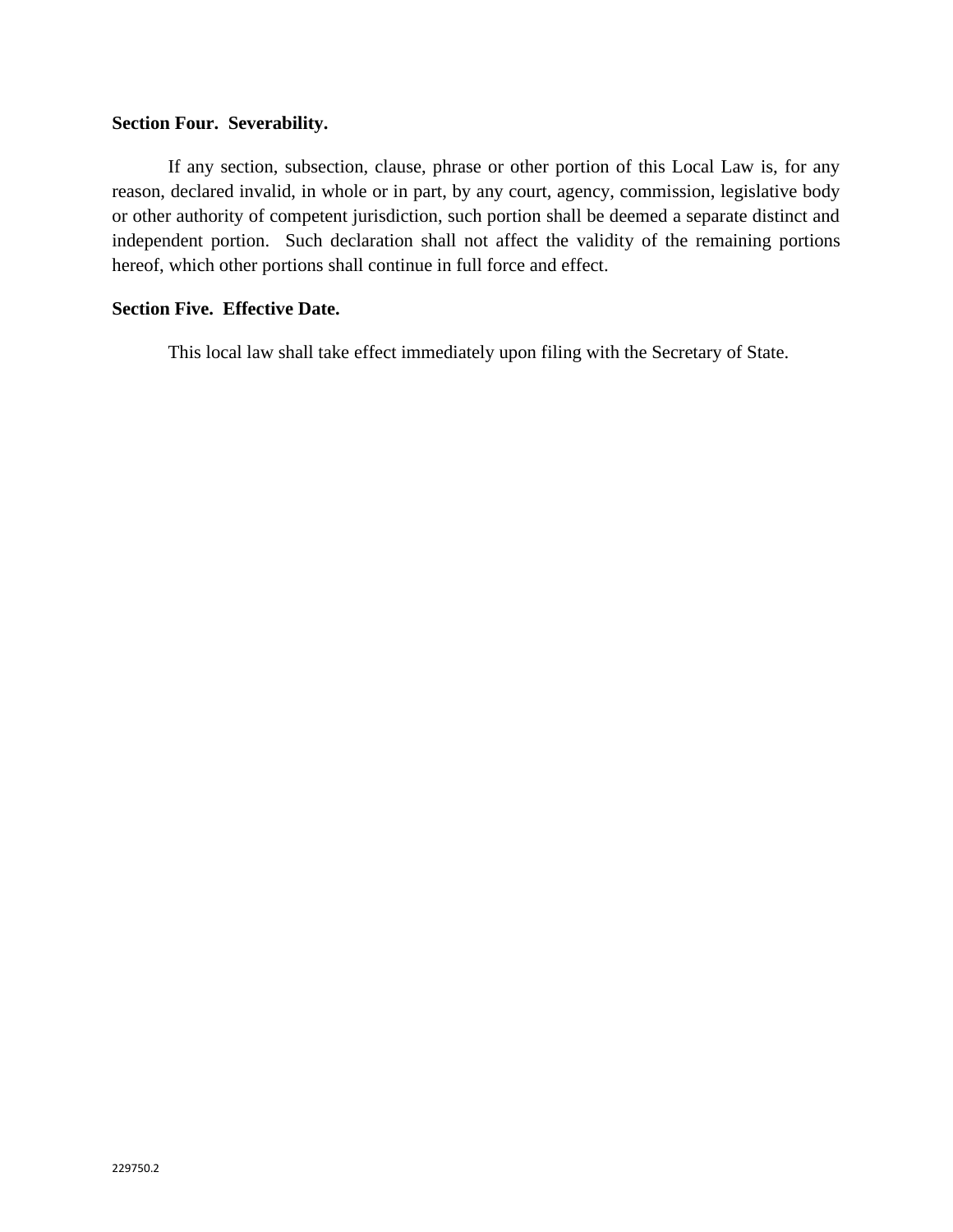**Section Four. Severability.**

If any section, subsection, clause, phrase or other portion of this Local Law is, for any reason, declared invalid, in whole or in part, by any court, agency, commission, legislative body or other authority of competent jurisdiction, such portion shall be deemed a separate distinct and independent portion. Such declaration shall not affect the validity of the remaining portions hereof, which other portions shall continue in full force and effect.

**Section Five. Effective Date.**

This local law shall take effect immediately upon filing with the Secretary of State.

229750.2